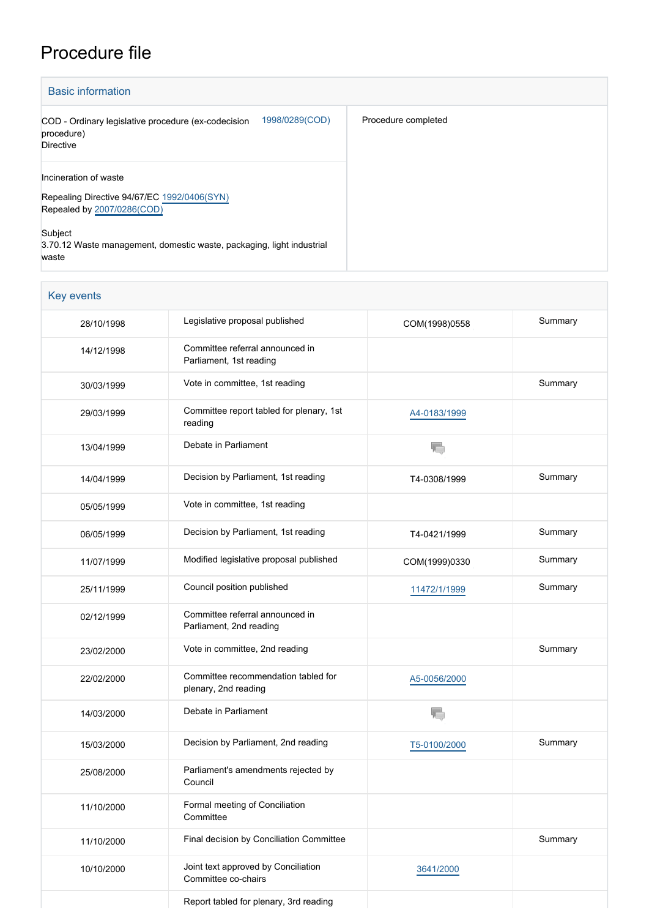# Procedure file

## Basic information

| | |
|---|---|
| COD - Ordinary legislative procedure (ex-codecision procedure)<br>Directive 1998/0289(COD) | Procedure completed |
| Incineration of waste<br><br>Repealing Directive 94/67/EC 1992/0406(SYN)<br>Repealed by 2007/0286(COD)<br><br>Subject<br>3.70.12 Waste management, domestic waste, packaging, light industrial waste | |

## Key events

| | | | |
|---|---|---|---|
| 28/10/1998 | Legislative proposal published | COM(1998)0558 | Summary |
| 14/12/1998 | Committee referral announced in Parliament, 1st reading | | |
| 30/03/1999 | Vote in committee, 1st reading | | Summary |
| 29/03/1999 | Committee report tabled for plenary, 1st reading | A4-0183/1999 | |
| 13/04/1999 | Debate in Parliament | | |
| 14/04/1999 | Decision by Parliament, 1st reading | T4-0308/1999 | Summary |
| 05/05/1999 | Vote in committee, 1st reading | | |
| 06/05/1999 | Decision by Parliament, 1st reading | T4-0421/1999 | Summary |
| 11/07/1999 | Modified legislative proposal published | COM(1999)0330 | Summary |
| 25/11/1999 | Council position published | 11472/1/1999 | Summary |
| 02/12/1999 | Committee referral announced in Parliament, 2nd reading | | |
| 23/02/2000 | Vote in committee, 2nd reading | | Summary |
| 22/02/2000 | Committee recommendation tabled for plenary, 2nd reading | A5-0056/2000 | |
| 14/03/2000 | Debate in Parliament | | |
| 15/03/2000 | Decision by Parliament, 2nd reading | T5-0100/2000 | Summary |
| 25/08/2000 | Parliament's amendments rejected by Council | | |
| 11/10/2000 | Formal meeting of Conciliation Committee | | |
| 11/10/2000 | Final decision by Conciliation Committee | | Summary |
| 10/10/2000 | Joint text approved by Conciliation Committee co-chairs | 3641/2000 | |
| | Report tabled for plenary, 3rd reading | | |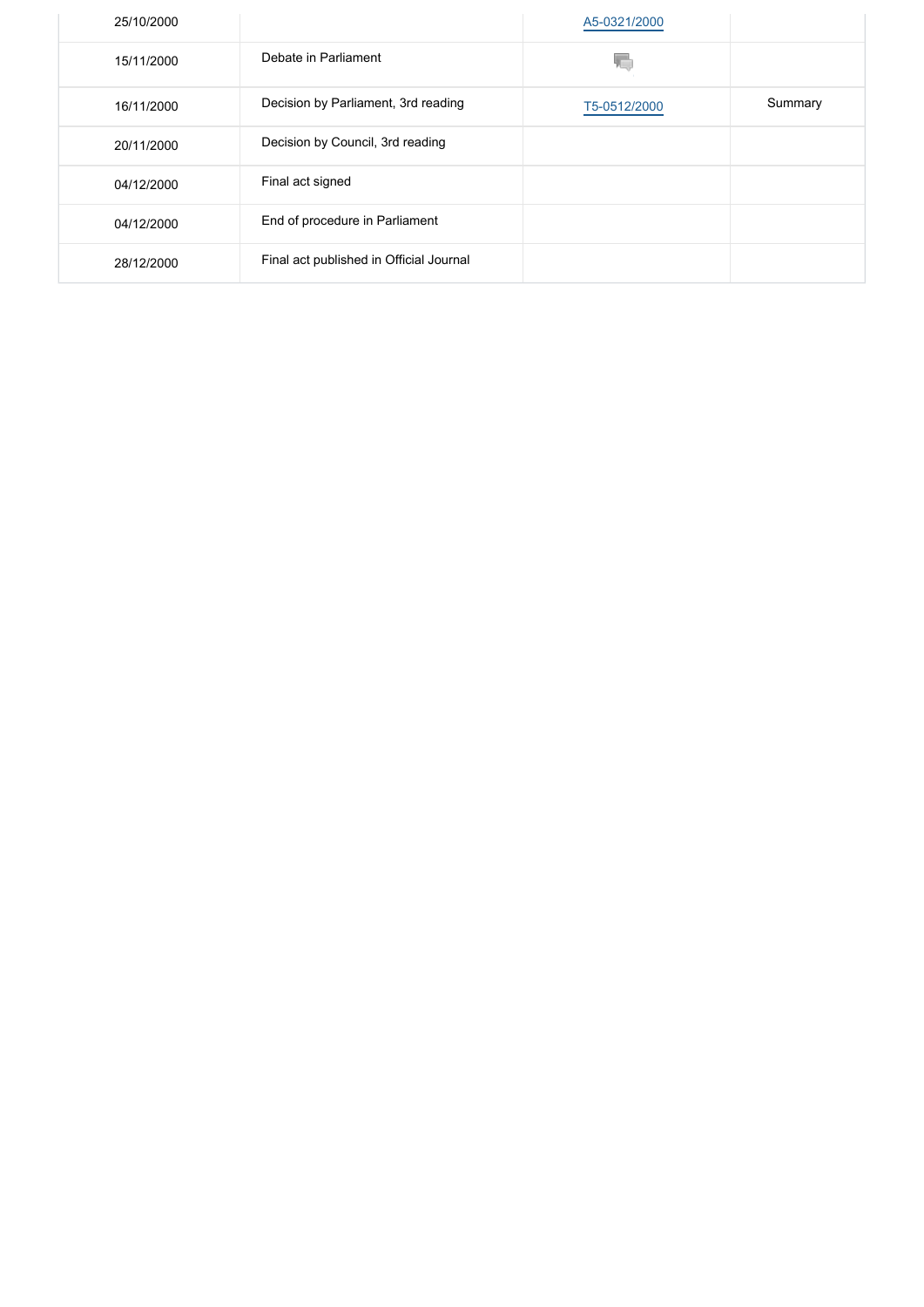| | | | |
|---|---|---|---|
| 25/10/2000 | | A5-0321/2000 | |
| 15/11/2000 | Debate in Parliament | | |
| 16/11/2000 | Decision by Parliament, 3rd reading | T5-0512/2000 | Summary |
| 20/11/2000 | Decision by Council, 3rd reading | | |
| 04/12/2000 | Final act signed | | |
| 04/12/2000 | End of procedure in Parliament | | |
| 28/12/2000 | Final act published in Official Journal | | |